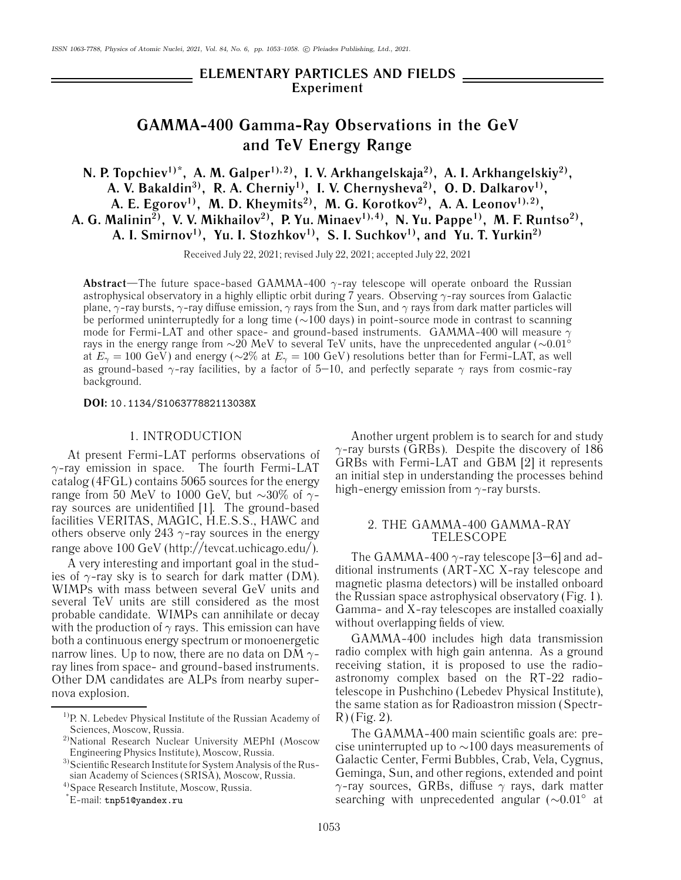ELEMENTARY PARTICLES AND FIELDS

Experiment

# GAMMA-400 Gamma-Ray Observations in the GeV and TeV Energy Range

**N. P. Topchiev[1)*], A. M. Galper[1), 2)], I. V. Arkhangelskaja[2)], A. I. Arkhangelskiy[2)], A. V. Bakaldin[3)], R. A. Cherniy[1)], I. V. Chernysheva[2)], O. D. Dalkarov[1)], A. E. Egorov[1)], M. D. Kheymits[2)], M. G. Korotkov[2)], A. A. Leonov[1), 2)], A. G. Malinin[2)], V. V. Mikhailov[2)], P. Yu. Minaev[1), 4)], N. Yu. Pappe[1)], M. F. Runtso[2)], A. I. Smirnov[1)], Yu. I. Stozhkov[1)], S. I. Suchkov[1)], and Yu. T. Yurkin[2)]**

Received July 22, 2021; revised July 22, 2021; accepted July 22, 2021

**Abstract**—The future space-based GAMMA-400 $\gamma$-ray telescope will operate onboard the Russian astrophysical observatory in a highly elliptic orbit during 7 years. Observing $\gamma$-ray sources from Galactic plane, $\gamma$-ray bursts, $\gamma$-ray diffuse emission, $\gamma$ rays from the Sun, and $\gamma$ rays from dark matter particles will be performed uninterruptedly for a long time (~100 days) in point-source mode in contrast to scanning mode for Fermi-LAT and other space- and ground-based instruments. GAMMA-400 will measure $\gamma$ rays in the energy range from ~20 MeV to several TeV units, have the unprecedented angular (~0.01° at $E_\gamma = 100$ GeV) and energy (~2% at $E_\gamma = 100$ GeV) resolutions better than for Fermi-LAT, as well as ground-based $\gamma$-ray facilities, by a factor of 5–10, and perfectly separate $\gamma$ rays from cosmic-ray background.

**DOI:** 10.1134/S106377882113038X

## 1. INTRODUCTION

At present Fermi-LAT performs observations of $\gamma$-ray emission in space. The fourth Fermi-LAT catalog (4FGL) contains 5065 sources for the energy range from 50 MeV to 1000 GeV, but ~30% of $\gamma$-ray sources are unidentified [1]. The ground-based facilities VERITAS, MAGIC, H.E.S.S., HAWC and others observe only 243 $\gamma$-ray sources in the energy range above 100 GeV (http://tevcat.uchicago.edu/).

A very interesting and important goal in the studies of $\gamma$-ray sky is to search for dark matter (DM). WIMPs with mass between several GeV units and several TeV units are still considered as the most probable candidate. WIMPs can annihilate or decay with the production of $\gamma$ rays. This emission can have both a continuous energy spectrum or monoenergetic narrow lines. Up to now, there are no data on DM $\gamma$-ray lines from space- and ground-based instruments. Other DM candidates are ALPs from nearby supernova explosion.

Another urgent problem is to search for and study $\gamma$-ray bursts (GRBs). Despite the discovery of 186 GRBs with Fermi-LAT and GBM [2] it represents an initial step in understanding the processes behind high-energy emission from $\gamma$-ray bursts.

## 2. THE GAMMA-400 GAMMA-RAY TELESCOPE

The GAMMA-400 $\gamma$-ray telescope [3–6] and additional instruments (ART-XC X-ray telescope and magnetic plasma detectors) will be installed onboard the Russian space astrophysical observatory (Fig. 1). Gamma- and X-ray telescopes are installed coaxially without overlapping fields of view.

GAMMA-400 includes high data transmission radio complex with high gain antenna. As a ground receiving station, it is proposed to use the radio-astronomy complex based on the RT-22 radio-telescope in Pushchino (Lebedev Physical Institute), the same station as for Radioastron mission (Spectr-R) (Fig. 2).

The GAMMA-400 main scientific goals are: precise uninterrupted up to ~100 days measurements of Galactic Center, Fermi Bubbles, Crab, Vela, Cygnus, Geminga, Sun, and other regions, extended and point $\gamma$-ray sources, GRBs, diffuse $\gamma$ rays, dark matter searching with unprecedented angular (~0.01° at

---

[1)] P. N. Lebedev Physical Institute of the Russian Academy of Sciences, Moscow, Russia.

[2)] National Research Nuclear University MEPhI (Moscow Engineering Physics Institute), Moscow, Russia.

[3)] Scientific Research Institute for System Analysis of the Russian Academy of Sciences (SRISA), Moscow, Russia.

[4)] Space Research Institute, Moscow, Russia.

[*] E-mail: tnp51@yandex.ru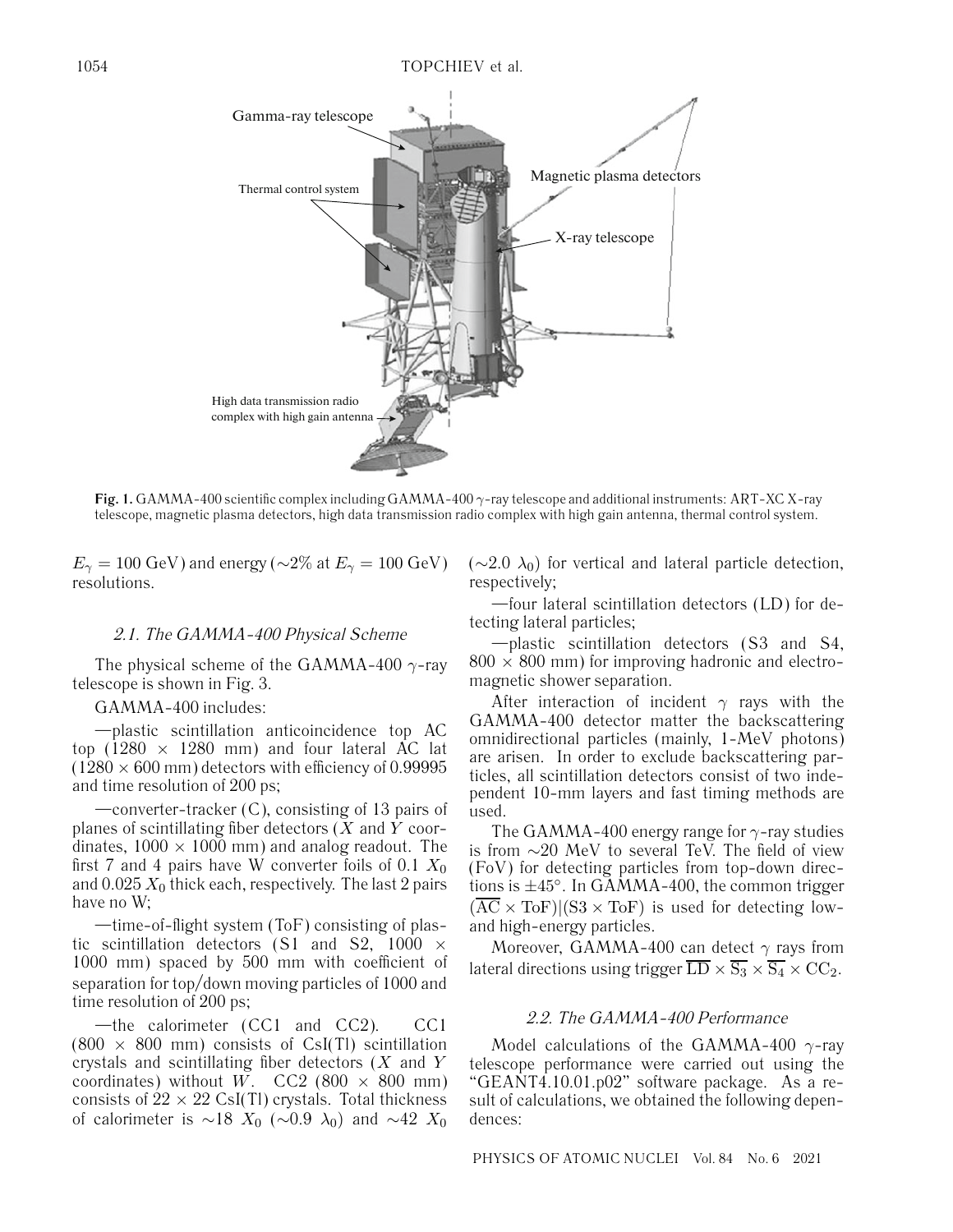Fig. 1. GAMMA-400 scientific complex including GAMMA-400 $\gamma$-ray telescope and additional instruments: ART-XC X-ray telescope, magnetic plasma detectors, high data transmission radio complex with high gain antenna, thermal control system.

$E_\gamma = 100$ GeV) and energy (~2% at $E_\gamma = 100$ GeV) resolutions.

### 2.1. The GAMMA-400 Physical Scheme

The physical scheme of the GAMMA-400 $\gamma$-ray telescope is shown in Fig. 3.

GAMMA-400 includes:

—plastic scintillation anticoincidence top AC top (1280 × 1280 mm) and four lateral AC lat (1280 × 600 mm) detectors with efficiency of 0.99995 and time resolution of 200 ps;

—converter-tracker (C), consisting of 13 pairs of planes of scintillating fiber detectors ($X$ and $Y$ coordinates, 1000 × 1000 mm) and analog readout. The first 7 and 4 pairs have W converter foils of 0.1 $X_0$ and 0.025 $X_0$ thick each, respectively. The last 2 pairs have no W;

—time-of-flight system (ToF) consisting of plastic scintillation detectors (S1 and S2, 1000 × 1000 mm) spaced by 500 mm with coefficient of separation for top/down moving particles of 1000 and time resolution of 200 ps;

—the calorimeter (CC1 and CC2). CC1 (800 × 800 mm) consists of CsI(Tl) scintillation crystals and scintillating fiber detectors ($X$ and $Y$ coordinates) without $W$. CC2 (800 × 800 mm) consists of 22 × 22 CsI(Tl) crystals. Total thickness of calorimeter is ~18 $X_0$ (~0.9 $\lambda_0$) and ~42 $X_0$ (~2.0 $\lambda_0$) for vertical and lateral particle detection, respectively;

—four lateral scintillation detectors (LD) for detecting lateral particles;

—plastic scintillation detectors (S3 and S4, 800 × 800 mm) for improving hadronic and electromagnetic shower separation.

After interaction of incident $\gamma$ rays with the GAMMA-400 detector matter the backscattering omnidirectional particles (mainly, 1-MeV photons) are arisen. In order to exclude backscattering particles, all scintillation detectors consist of two independent 10-mm layers and fast timing methods are used.

The GAMMA-400 energy range for $\gamma$-ray studies is from ~20 MeV to several TeV. The field of view (FoV) for detecting particles from top-down directions is ±45°. In GAMMA-400, the common trigger $(\overline{\mathrm{AC}} \times \mathrm{ToF})|(\mathrm{S3} \times \mathrm{ToF})$ is used for detecting low- and high-energy particles.

Moreover, GAMMA-400 can detect $\gamma$ rays from lateral directions using trigger $\overline{\mathrm{LD}} \times \overline{\mathrm{S_3}} \times \overline{\mathrm{S_4}} \times \mathrm{CC_2}$.

### 2.2. The GAMMA-400 Performance

Model calculations of the GAMMA-400 $\gamma$-ray telescope performance were carried out using the "GEANT4.10.01.p02" software package. As a result of calculations, we obtained the following dependences: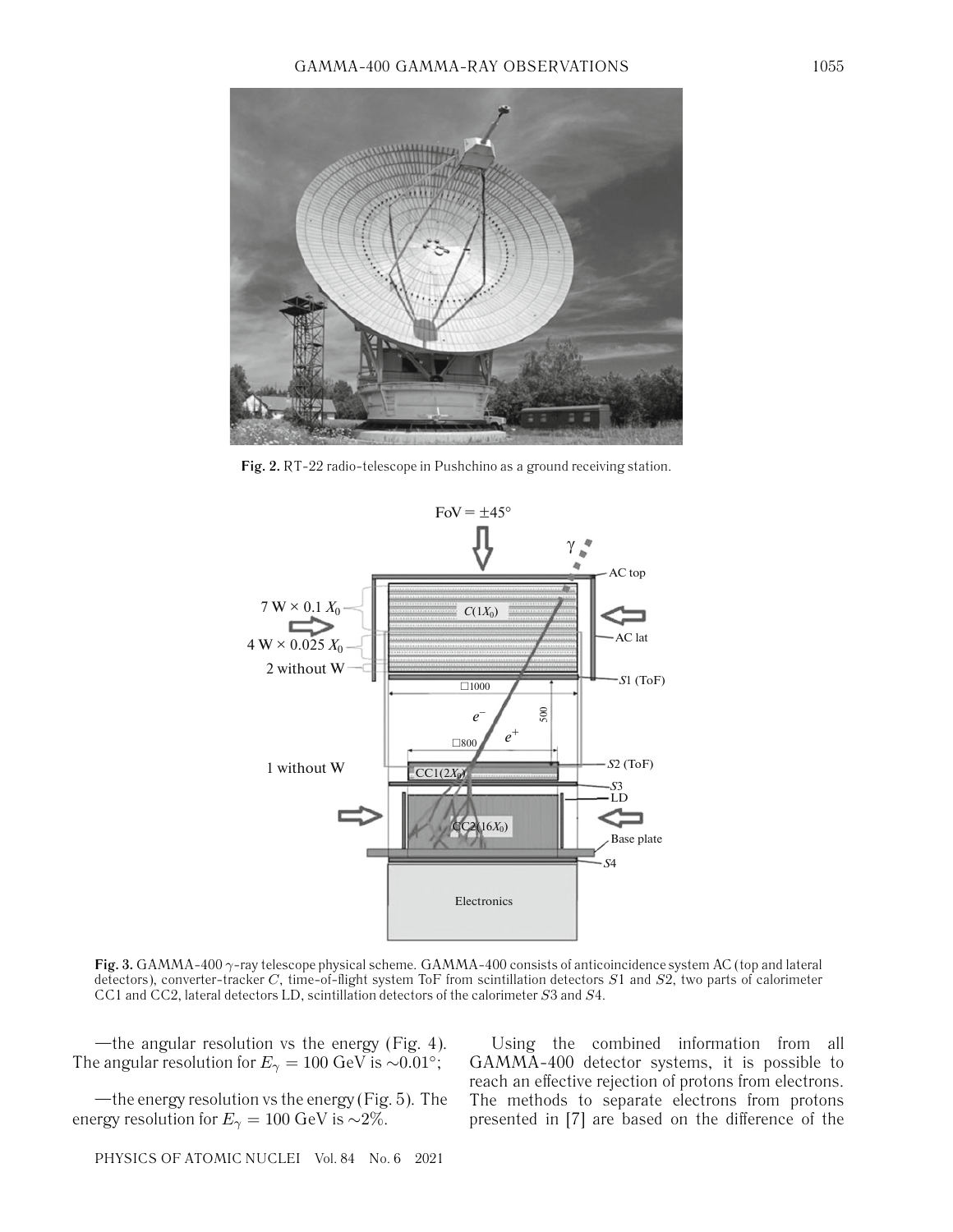Fig. 2. RT-22 radio-telescope in Pushchino as a ground receiving station.

Fig. 3. GAMMA-400 $\gamma$-ray telescope physical scheme. GAMMA-400 consists of anticoincidence system AC (top and lateral detectors), converter-tracker $C$, time-of-flight system ToF from scintillation detectors $S1$ and $S2$, two parts of calorimeter CC1 and CC2, lateral detectors LD, scintillation detectors of the calorimeter $S3$ and $S4$.

—the angular resolution vs the energy (Fig. 4). The angular resolution for $E_\gamma = 100$ GeV is $\sim 0.01°$;

—the energy resolution vs the energy (Fig. 5). The energy resolution for $E_\gamma = 100$ GeV is $\sim 2\%$.

Using the combined information from all GAMMA-400 detector systems, it is possible to reach an effective rejection of protons from electrons. The methods to separate electrons from protons presented in [7] are based on the difference of the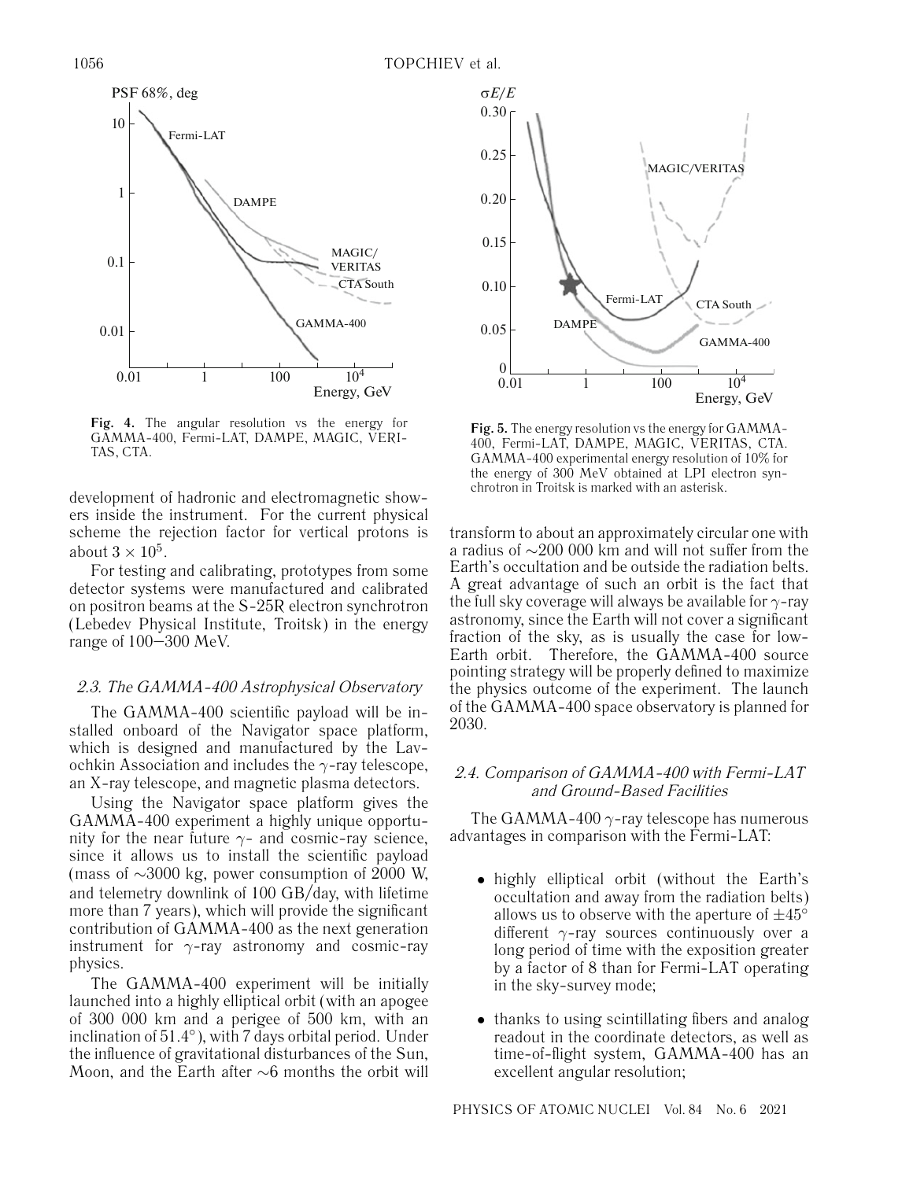Fig. 4. The angular resolution vs the energy for GAMMA-400, Fermi-LAT, DAMPE, MAGIC, VERITAS, CTA.

Fig. 5. The energy resolution vs the energy for GAMMA-400, Fermi-LAT, DAMPE, MAGIC, VERITAS, CTA. GAMMA-400 experimental energy resolution of 10% for the energy of 300 MeV obtained at LPI electron synchrotron in Troitsk is marked with an asterisk.

development of hadronic and electromagnetic showers inside the instrument. For the current physical scheme the rejection factor for vertical protons is about $3 \times 10^5$.

For testing and calibrating, prototypes from some detector systems were manufactured and calibrated on positron beams at the S-25R electron synchrotron (Lebedev Physical Institute, Troitsk) in the energy range of 100–300 MeV.

### *2.3. The GAMMA-400 Astrophysical Observatory*

The GAMMA-400 scientific payload will be installed onboard of the Navigator space platform, which is designed and manufactured by the Lavochkin Association and includes the $\gamma$-ray telescope, an X-ray telescope, and magnetic plasma detectors.

Using the Navigator space platform gives the GAMMA-400 experiment a highly unique opportunity for the near future $\gamma$- and cosmic-ray science, since it allows us to install the scientific payload (mass of ∼3000 kg, power consumption of 2000 W, and telemetry downlink of 100 GB/day, with lifetime more than 7 years), which will provide the significant contribution of GAMMA-400 as the next generation instrument for $\gamma$-ray astronomy and cosmic-ray physics.

The GAMMA-400 experiment will be initially launched into a highly elliptical orbit (with an apogee of 300 000 km and a perigee of 500 km, with an inclination of 51.4°), with 7 days orbital period. Under the influence of gravitational disturbances of the Sun, Moon, and the Earth after ∼6 months the orbit will transform to about an approximately circular one with a radius of ∼200 000 km and will not suffer from the Earth's occultation and be outside the radiation belts. A great advantage of such an orbit is the fact that the full sky coverage will always be available for $\gamma$-ray astronomy, since the Earth will not cover a significant fraction of the sky, as is usually the case for low-Earth orbit. Therefore, the GAMMA-400 source pointing strategy will be properly defined to maximize the physics outcome of the experiment. The launch of the GAMMA-400 space observatory is planned for 2030.

### *2.4. Comparison of GAMMA-400 with Fermi-LAT and Ground-Based Facilities*

The GAMMA-400 $\gamma$-ray telescope has numerous advantages in comparison with the Fermi-LAT:

- highly elliptical orbit (without the Earth's occultation and away from the radiation belts) allows us to observe with the aperture of ±45° different $\gamma$-ray sources continuously over a long period of time with the exposition greater by a factor of 8 than for Fermi-LAT operating in the sky-survey mode;
- thanks to using scintillating fibers and analog readout in the coordinate detectors, as well as time-of-flight system, GAMMA-400 has an excellent angular resolution;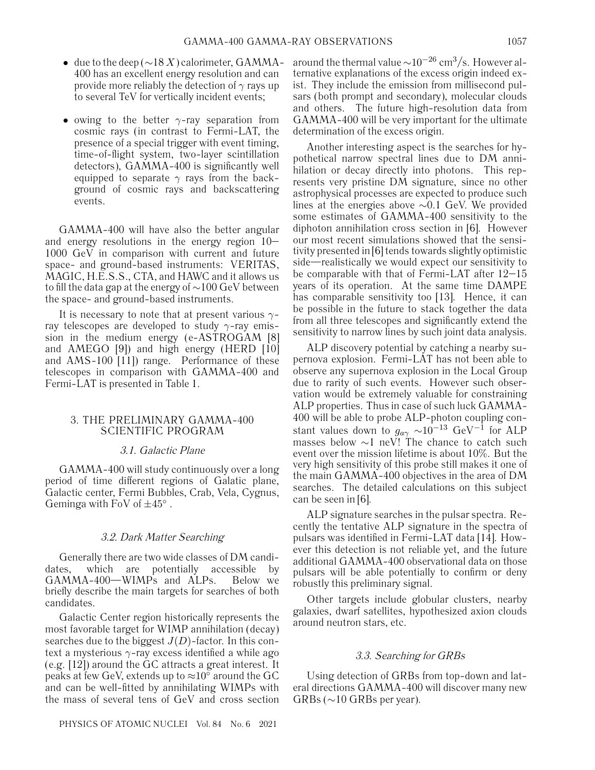- due to the deep (∼18 $X$) calorimeter, GAMMA-400 has an excellent energy resolution and can provide more reliably the detection of $\gamma$ rays up to several TeV for vertically incident events;
- owing to the better $\gamma$-ray separation from cosmic rays (in contrast to Fermi-LAT, the presence of a special trigger with event timing, time-of-flight system, two-layer scintillation detectors), GAMMA-400 is significantly well equipped to separate $\gamma$ rays from the background of cosmic rays and backscattering events.

GAMMA-400 will have also the better angular and energy resolutions in the energy region 10–1000 GeV in comparison with current and future space- and ground-based instruments: VERITAS, MAGIC, H.E.S.S., CTA, and HAWC and it allows us to fill the data gap at the energy of ∼100 GeV between the space- and ground-based instruments.

It is necessary to note that at present various $\gamma$-ray telescopes are developed to study $\gamma$-ray emission in the medium energy (e-ASTROGAM [8] and AMEGO [9]) and high energy (HERD [10] and AMS-100 [11]) range. Performance of these telescopes in comparison with GAMMA-400 and Fermi-LAT is presented in Table 1.

## 3. THE PRELIMINARY GAMMA-400 SCIENTIFIC PROGRAM

### *3.1. Galactic Plane*

GAMMA-400 will study continuously over a long period of time different regions of Galatic plane, Galactic center, Fermi Bubbles, Crab, Vela, Cygnus, Geminga with FoV of $\pm 45^\circ$ .

### *3.2. Dark Matter Searching*

Generally there are two wide classes of DM candidates, which are potentially accessible by GAMMA-400—WIMPs and ALPs. Below we briefly describe the main targets for searches of both candidates.

Galactic Center region historically represents the most favorable target for WIMP annihilation (decay) searches due to the biggest $J(D)$-factor. In this context a mysterious $\gamma$-ray excess identified a while ago (e.g. [12]) around the GC attracts a great interest. It peaks at few GeV, extends up to $\approx 10^\circ$ around the GC and can be well-fitted by annihilating WIMPs with the mass of several tens of GeV and cross section around the thermal value $\sim 10^{-26}$ cm$^3$/s. However alternative explanations of the excess origin indeed exist. They include the emission from millisecond pulsars (both prompt and secondary), molecular clouds and others. The future high-resolution data from GAMMA-400 will be very important for the ultimate determination of the excess origin.

Another interesting aspect is the searches for hypothetical narrow spectral lines due to DM annihilation or decay directly into photons. This represents very pristine DM signature, since no other astrophysical processes are expected to produce such lines at the energies above ∼0.1 GeV. We provided some estimates of GAMMA-400 sensitivity to the diphoton annihilation cross section in [6]. However our most recent simulations showed that the sensitivity presented in [6] tends towards slightly optimistic side—realistically we would expect our sensitivity to be comparable with that of Fermi-LAT after 12–15 years of its operation. At the same time DAMPE has comparable sensitivity too [13]. Hence, it can be possible in the future to stack together the data from all three telescopes and significantly extend the sensitivity to narrow lines by such joint data analysis.

ALP discovery potential by catching a nearby supernova explosion. Fermi-LAT has not been able to observe any supernova explosion in the Local Group due to rarity of such events. However such observation would be extremely valuable for constraining ALP properties. Thus in case of such luck GAMMA-400 will be able to probe ALP-photon coupling constant values down to $g_{a\gamma} \sim 10^{-13}$ GeV$^{-1}$ for ALP masses below ∼1 neV! The chance to catch such event over the mission lifetime is about 10%. But the very high sensitivity of this probe still makes it one of the main GAMMA-400 objectives in the area of DM searches. The detailed calculations on this subject can be seen in [6].

ALP signature searches in the pulsar spectra. Recently the tentative ALP signature in the spectra of pulsars was identified in Fermi-LAT data [14]. However this detection is not reliable yet, and the future additional GAMMA-400 observational data on those pulsars will be able potentially to confirm or deny robustly this preliminary signal.

Other targets include globular clusters, nearby galaxies, dwarf satellites, hypothesized axion clouds around neutron stars, etc.

### *3.3. Searching for GRBs*

Using detection of GRBs from top-down and lateral directions GAMMA-400 will discover many new GRBs (∼10 GRBs per year).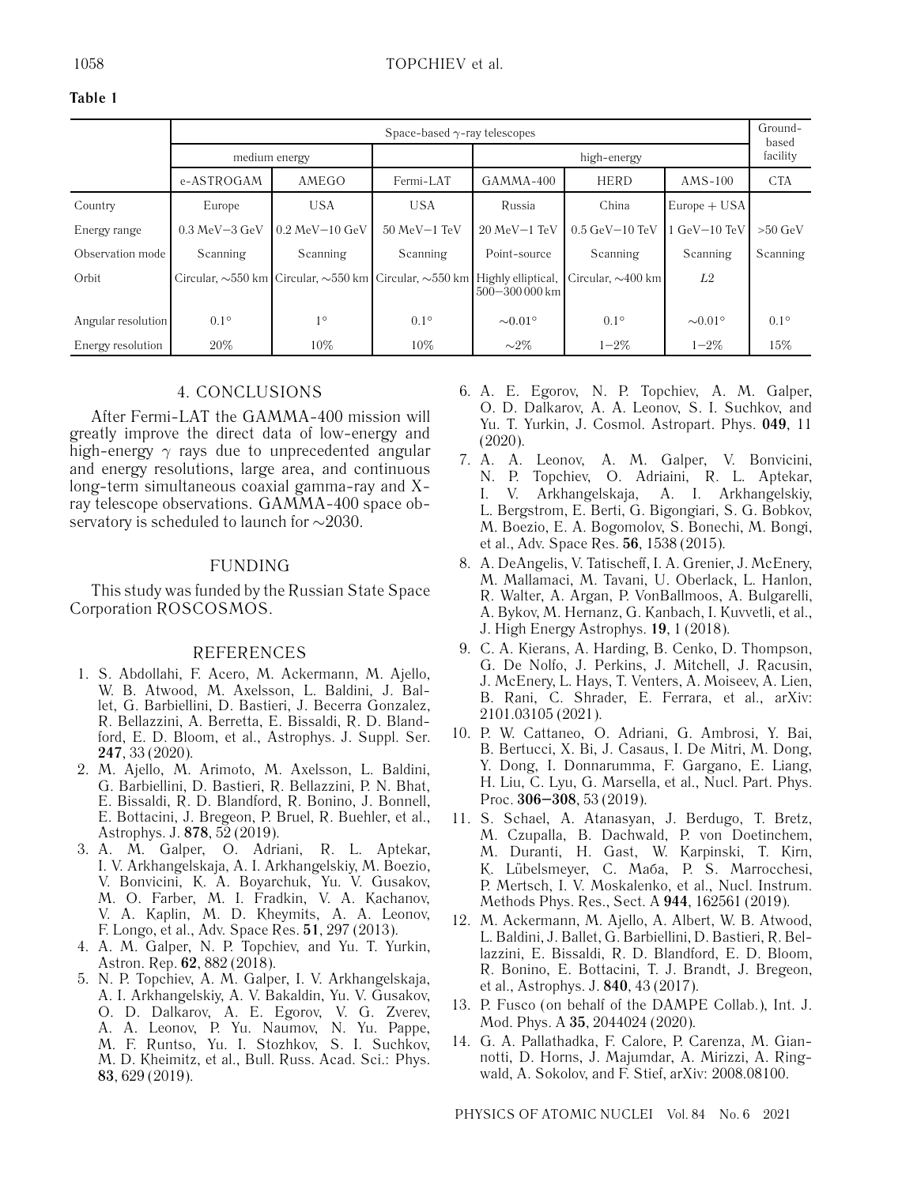**Table 1**

| | Space-based $\gamma$-ray telescopes | | | | | | Ground-based facility |
|---|---|---|---|---|---|---|---|
| | medium energy | | | high-energy | | | |
| | e-ASTROGAM | AMEGO | Fermi-LAT | GAMMA-400 | HERD | AMS-100 | CTA |
| Country | Europe | USA | USA | Russia | China | Europe + USA | |
| Energy range | 0.3 MeV–3 GeV | 0.2 MeV–10 GeV | 50 MeV–1 TeV | 20 MeV–1 TeV | 0.5 GeV–10 TeV | 1 GeV–10 TeV | >50 GeV |
| Observation mode | Scanning | Scanning | Scanning | Point-source | Scanning | Scanning | Scanning |
| Orbit | Circular, ∼550 km | Circular, ∼550 km | Circular, ∼550 km | Highly elliptical, 500–300 000 km | Circular, ∼400 km | *L2* | |
| Angular resolution | 0.1° | 1° | 0.1° | ∼0.01° | 0.1° | ∼0.01° | 0.1° |
| Energy resolution | 20% | 10% | 10% | ∼2% | 1–2% | 1–2% | 15% |

## 4. CONCLUSIONS

After Fermi-LAT the GAMMA-400 mission will greatly improve the direct data of low-energy and high-energy $\gamma$ rays due to unprecedented angular and energy resolutions, large area, and continuous long-term simultaneous coaxial gamma-ray and X-ray telescope observations. GAMMA-400 space observatory is scheduled to launch for ∼2030.

## FUNDING

This study was funded by the Russian State Space Corporation ROSCOSMOS.

## REFERENCES

1. S. Abdollahi, F. Acero, M. Ackermann, M. Ajello, W. B. Atwood, M. Axelsson, L. Baldini, J. Ballet, G. Barbiellini, D. Bastieri, J. Becerra Gonzalez, R. Bellazzini, A. Berretta, E. Bissaldi, R. D. Blandford, E. D. Bloom, et al., Astrophys. J. Suppl. Ser. **247**, 33 (2020).
2. M. Ajello, M. Arimoto, M. Axelsson, L. Baldini, G. Barbiellini, D. Bastieri, R. Bellazzini, P. N. Bhat, E. Bissaldi, R. D. Blandford, R. Bonino, J. Bonnell, E. Bottacini, J. Bregeon, P. Bruel, R. Buehler, et al., Astrophys. J. **878**, 52 (2019).
3. A. M. Galper, O. Adriani, R. L. Aptekar, I. V. Arkhangelskaja, A. I. Arkhangelskiy, M. Boezio, V. Bonvicini, K. A. Boyarchuk, Yu. V. Gusakov, M. O. Farber, M. I. Fradkin, V. A. Kachanov, V. A. Kaplin, M. D. Kheymits, A. A. Leonov, F. Longo, et al., Adv. Space Res. **51**, 297 (2013).
4. A. M. Galper, N. P. Topchiev, and Yu. T. Yurkin, Astron. Rep. **62**, 882 (2018).
5. N. P. Topchiev, A. M. Galper, I. V. Arkhangelskaja, A. I. Arkhangelskiy, A. V. Bakaldin, Yu. V. Gusakov, O. D. Dalkarov, A. E. Egorov, V. G. Zverev, A. A. Leonov, P. Yu. Naumov, N. Yu. Pappe, M. F. Runtso, Yu. I. Stozhkov, S. I. Suchkov, M. D. Kheimitz, et al., Bull. Russ. Acad. Sci.: Phys. **83**, 629 (2019).
6. A. E. Egorov, N. P. Topchiev, A. M. Galper, O. D. Dalkarov, A. A. Leonov, S. I. Suchkov, and Yu. T. Yurkin, J. Cosmol. Astropart. Phys. **049**, 11 (2020).
7. A. A. Leonov, A. M. Galper, V. Bonvicini, N. P. Topchiev, O. Adriaini, R. L. Aptekar, I. V. Arkhangelskaja, A. I. Arkhangelskiy, L. Bergstrom, E. Berti, G. Bigongiari, S. G. Bobkov, M. Boezio, E. A. Bogomolov, S. Bonechi, M. Bongi, et al., Adv. Space Res. **56**, 1538 (2015).
8. A. DeAngelis, V. Tatischeff, I. A. Grenier, J. McEnery, M. Mallamaci, M. Tavani, U. Oberlack, L. Hanlon, R. Walter, A. Argan, P. VonBallmoos, A. Bulgarelli, A. Bykov, M. Hernanz, G. Kanbach, I. Kuvvetli, et al., J. High Energy Astrophys. **19**, 1 (2018).
9. C. A. Kierans, A. Harding, B. Cenko, D. Thompson, G. De Nolfo, J. Perkins, J. Mitchell, J. Racusin, J. McEnery, L. Hays, T. Venters, A. Moiseev, A. Lien, B. Rani, C. Shrader, E. Ferrara, et al., arXiv: 2101.03105 (2021).
10. P. W. Cattaneo, O. Adriani, G. Ambrosi, Y. Bai, B. Bertucci, X. Bi, J. Casaus, I. De Mitri, M. Dong, Y. Dong, I. Donnarumma, F. Gargano, E. Liang, H. Liu, C. Lyu, G. Marsella, et al., Nucl. Part. Phys. Proc. **306–308**, 53 (2019).
11. S. Schael, A. Atanasyan, J. Berdugo, T. Bretz, M. Czupalla, B. Dachwald, P. von Doetinchem, M. Duranti, H. Gast, W. Karpinski, T. Kirn, K. Lübelsmeyer, C. Maба, P. S. Marrocchesi, P. Mertsch, I. V. Moskalenko, et al., Nucl. Instrum. Methods Phys. Res., Sect. A **944**, 162561 (2019).
12. M. Ackermann, M. Ajello, A. Albert, W. B. Atwood, L. Baldini, J. Ballet, G. Barbiellini, D. Bastieri, R. Bellazzini, E. Bissaldi, R. D. Blandford, E. D. Bloom, R. Bonino, E. Bottacini, T. J. Brandt, J. Bregeon, et al., Astrophys. J. **840**, 43 (2017).
13. P. Fusco (on behalf of the DAMPE Collab.), Int. J. Mod. Phys. A **35**, 2044024 (2020).
14. G. A. Pallathadka, F. Calore, P. Carenza, M. Giannotti, D. Horns, J. Majumdar, A. Mirizzi, A. Ringwald, A. Sokolov, and F. Stief, arXiv: 2008.08100.